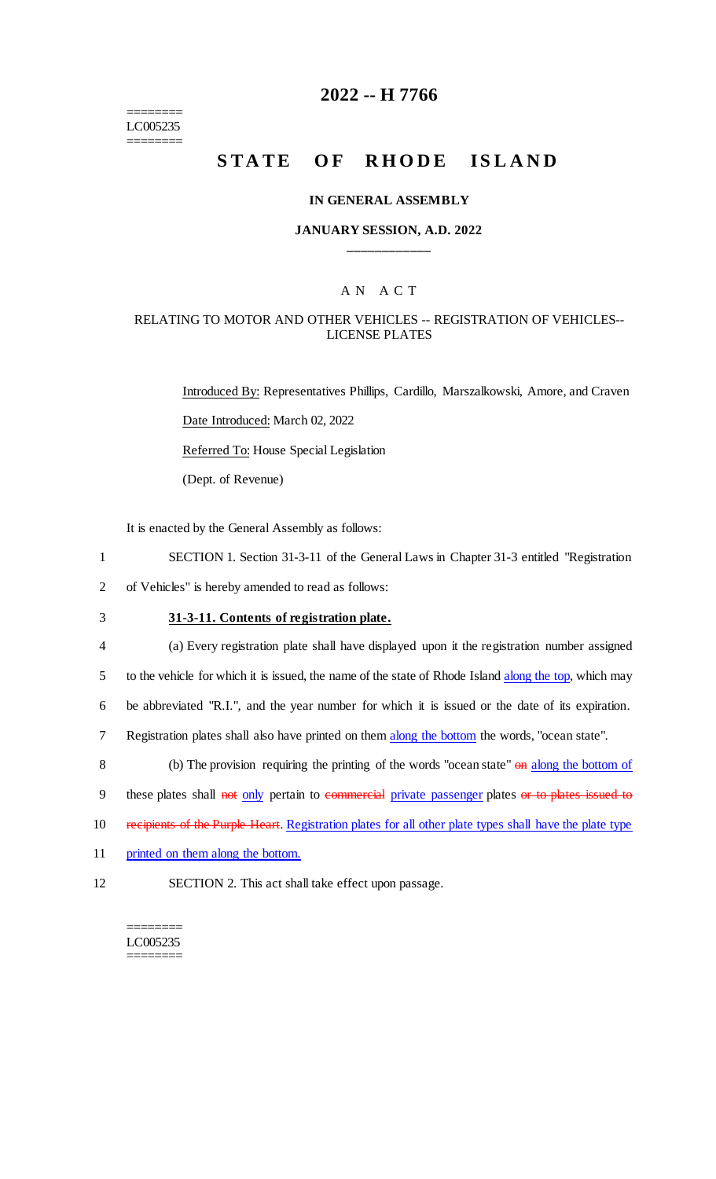# 2022 -- H 7766

========
LC005235
========

## STATE OF RHODE ISLAND

### IN GENERAL ASSEMBLY

### JANUARY SESSION, A.D. 2022

____________

A N A C T

RELATING TO MOTOR AND OTHER VEHICLES -- REGISTRATION OF VEHICLES-- LICENSE PLATES

Introduced By: Representatives Phillips, Cardillo, Marszalkowski, Amore, and Craven

Date Introduced: March 02, 2022

Referred To: House Special Legislation

(Dept. of Revenue)

It is enacted by the General Assembly as follows:

1 SECTION 1. Section 31-3-11 of the General Laws in Chapter 31-3 entitled "Registration
2 of Vehicles" is hereby amended to read as follows:

3 **31-3-11. Contents of registration plate.**

4 (a) Every registration plate shall have displayed upon it the registration number assigned
5 to the vehicle for which it is issued, the name of the state of Rhode Island along the top, which may
6 be abbreviated "R.I.", and the year number for which it is issued or the date of its expiration.
7 Registration plates shall also have printed on them along the bottom the words, "ocean state".

8 (b) The provision requiring the printing of the words "ocean state" ~~on~~ along the bottom of
9 these plates shall ~~not~~ only pertain to ~~commercial~~ private passenger plates ~~or to plates issued to~~
10 ~~recipients of the Purple Heart~~. Registration plates for all other plate types shall have the plate type
11 printed on them along the bottom.

12 SECTION 2. This act shall take effect upon passage.

========
LC005235
========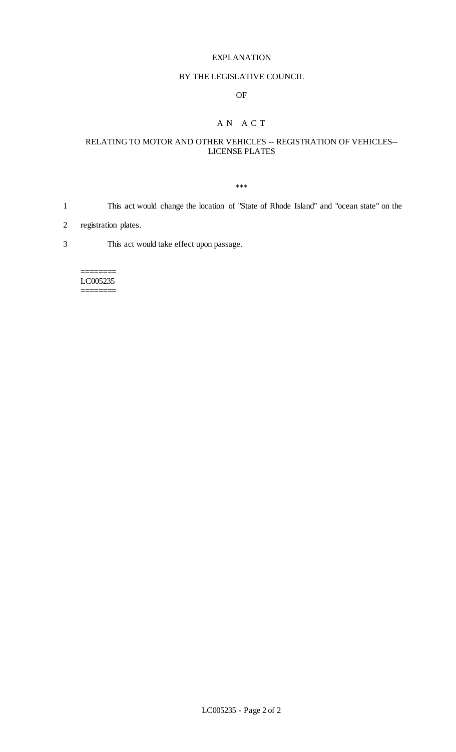EXPLANATION

BY THE LEGISLATIVE COUNCIL

OF

# A N A C T

RELATING TO MOTOR AND OTHER VEHICLES -- REGISTRATION OF VEHICLES-- LICENSE PLATES

\*\*\*

1 This act would change the location of "State of Rhode Island" and "ocean state" on the

2 registration plates.

3 This act would take effect upon passage.

========
LC005235
========